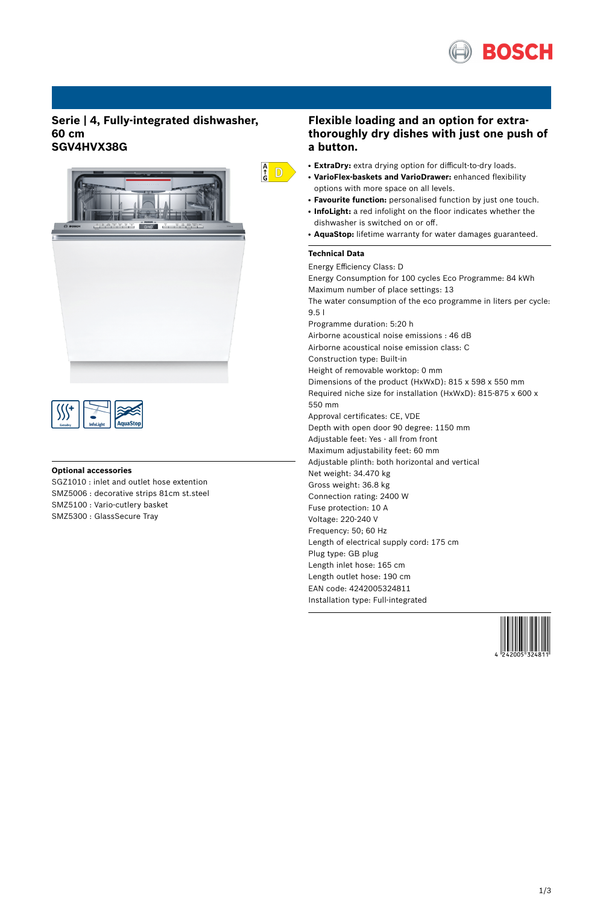# Serie | 4, Fully-integrated dishwasher, 60 cm
# SGV4HVX38G

## Flexible loading and an option for extra-thoroughly dry dishes with just one push of a button.

- **ExtraDry:** extra drying option for difficult-to-dry loads.
- **VarioFlex-baskets and VarioDrawer:** enhanced flexibility options with more space on all levels.
- **Favourite function:** personalised function by just one touch.
- **InfoLight:** a red infolight on the floor indicates whether the dishwasher is switched on or off.
- **AquaStop:** lifetime warranty for water damages guaranteed.

### Technical Data

Energy Efficiency Class: D
Energy Consumption for 100 cycles Eco Programme: 84 kWh
Maximum number of place settings: 13
The water consumption of the eco programme in liters per cycle: 9.5 l
Programme duration: 5:20 h
Airborne acoustical noise emissions : 46 dB
Airborne acoustical noise emission class: C
Construction type: Built-in
Height of removable worktop: 0 mm
Dimensions of the product (HxWxD): 815 x 598 x 550 mm
Required niche size for installation (HxWxD): 815-875 x 600 x 550 mm
Approval certificates: CE, VDE
Depth with open door 90 degree: 1150 mm
Adjustable feet: Yes - all from front
Maximum adjustability feet: 60 mm
Adjustable plinth: both horizontal and vertical
Net weight: 34.470 kg
Gross weight: 36.8 kg
Connection rating: 2400 W
Fuse protection: 10 A
Voltage: 220-240 V
Frequency: 50; 60 Hz
Length of electrical supply cord: 175 cm
Plug type: GB plug
Length inlet hose: 165 cm
Length outlet hose: 190 cm
EAN code: 4242005324811
Installation type: Full-integrated

### Optional accessories

SGZ1010 : inlet and outlet hose extention
SMZ5006 : decorative strips 81cm st.steel
SMZ5100 : Vario-cutlery basket
SMZ5300 : GlassSecure Tray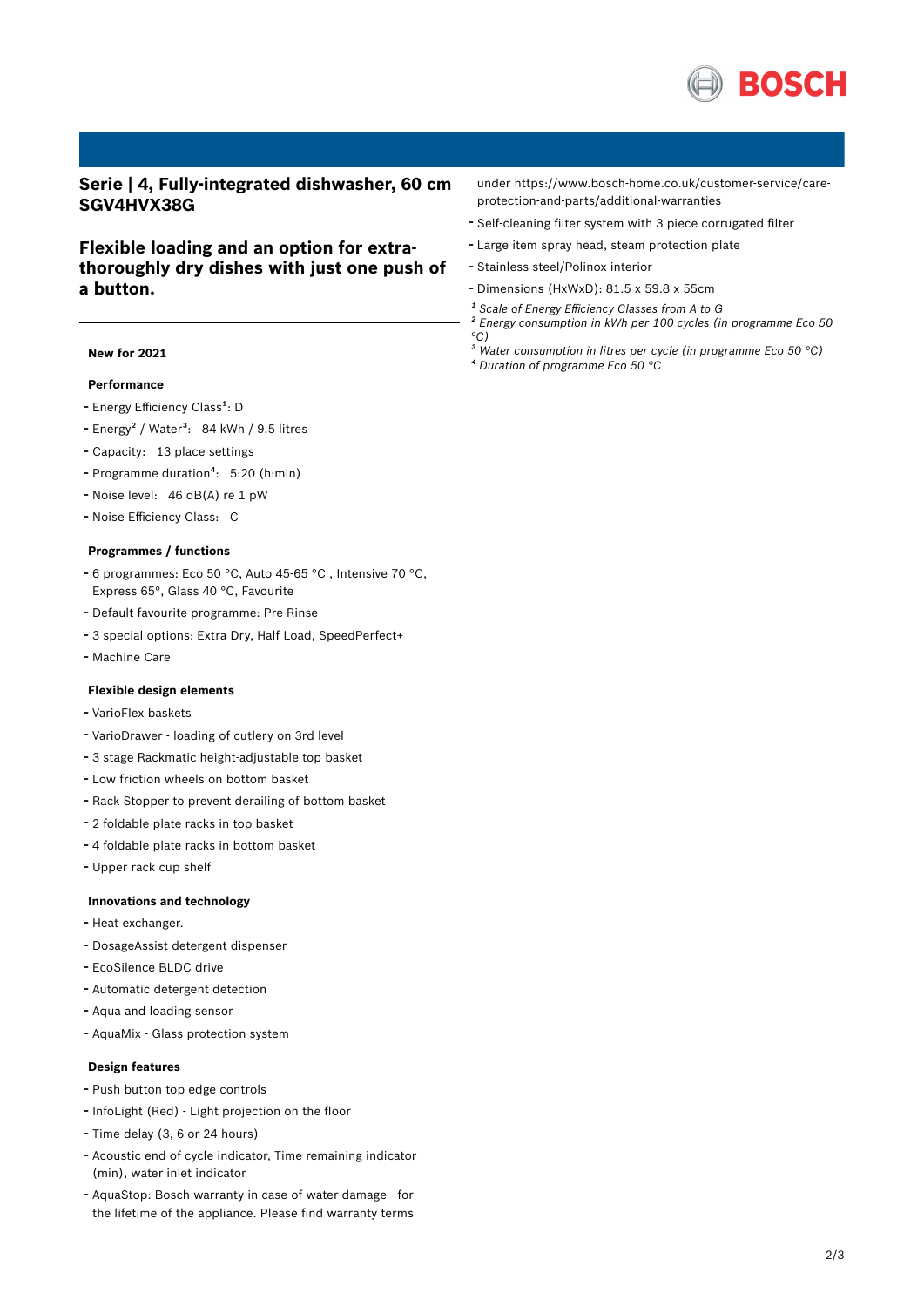# Serie | 4, Fully-integrated dishwasher, 60 cm SGV4HVX38G

## Flexible loading and an option for extra-thoroughly dry dishes with just one push of a button.

**New for 2021**

### Performance

- Energy Efficiency Class[1]: D
- Energy[2] / Water[3]: 84 kWh / 9.5 litres
- Capacity: 13 place settings
- Programme duration[4]: 5:20 (h:min)
- Noise level: 46 dB(A) re 1 pW
- Noise Efficiency Class: C

### Programmes / functions

- 6 programmes: Eco 50 °C, Auto 45-65 °C , Intensive 70 °C, Express 65°, Glass 40 °C, Favourite
- Default favourite programme: Pre-Rinse
- 3 special options: Extra Dry, Half Load, SpeedPerfect+
- Machine Care

### Flexible design elements

- VarioFlex baskets
- VarioDrawer - loading of cutlery on 3rd level
- 3 stage Rackmatic height-adjustable top basket
- Low friction wheels on bottom basket
- Rack Stopper to prevent derailing of bottom basket
- 2 foldable plate racks in top basket
- 4 foldable plate racks in bottom basket
- Upper rack cup shelf

### Innovations and technology

- Heat exchanger.
- DosageAssist detergent dispenser
- EcoSilence BLDC drive
- Automatic detergent detection
- Aqua and loading sensor
- AquaMix - Glass protection system

### Design features

- Push button top edge controls
- InfoLight (Red) - Light projection on the floor
- Time delay (3, 6 or 24 hours)
- Acoustic end of cycle indicator, Time remaining indicator (min), water inlet indicator
- AquaStop: Bosch warranty in case of water damage - for the lifetime of the appliance. Please find warranty terms under https://www.bosch-home.co.uk/customer-service/care-protection-and-parts/additional-warranties
- Self-cleaning filter system with 3 piece corrugated filter
- Large item spray head, steam protection plate
- Stainless steel/Polinox interior
- Dimensions (HxWxD): 81.5 x 59.8 x 55cm

*[1] Scale of Energy Efficiency Classes from A to G*
*[2] Energy consumption in kWh per 100 cycles (in programme Eco 50 °C)*
*[3] Water consumption in litres per cycle (in programme Eco 50 °C)*
*[4] Duration of programme Eco 50 °C*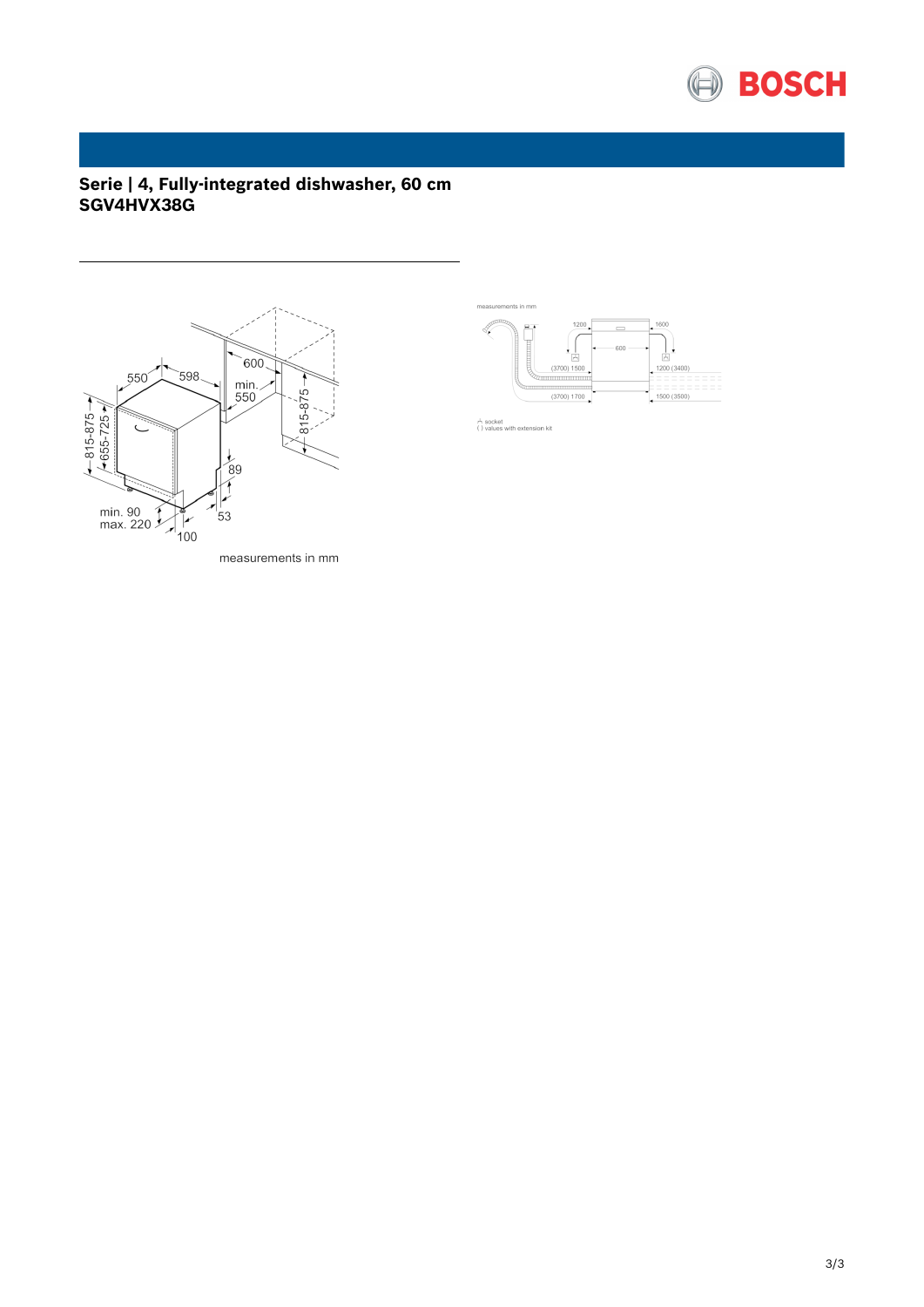# Serie | 4, Fully-integrated dishwasher, 60 cm
## SGV4HVX38G

550
598
600
min.
550
815-875
655-725
815-875
89
53
min. 90
max. 220
100

measurements in mm

measurements in mm
1200
1600
600
(3700) 1500
1200 (3400)
(3700) 1700
1500 (3500)

socket
( ) values with extension kit